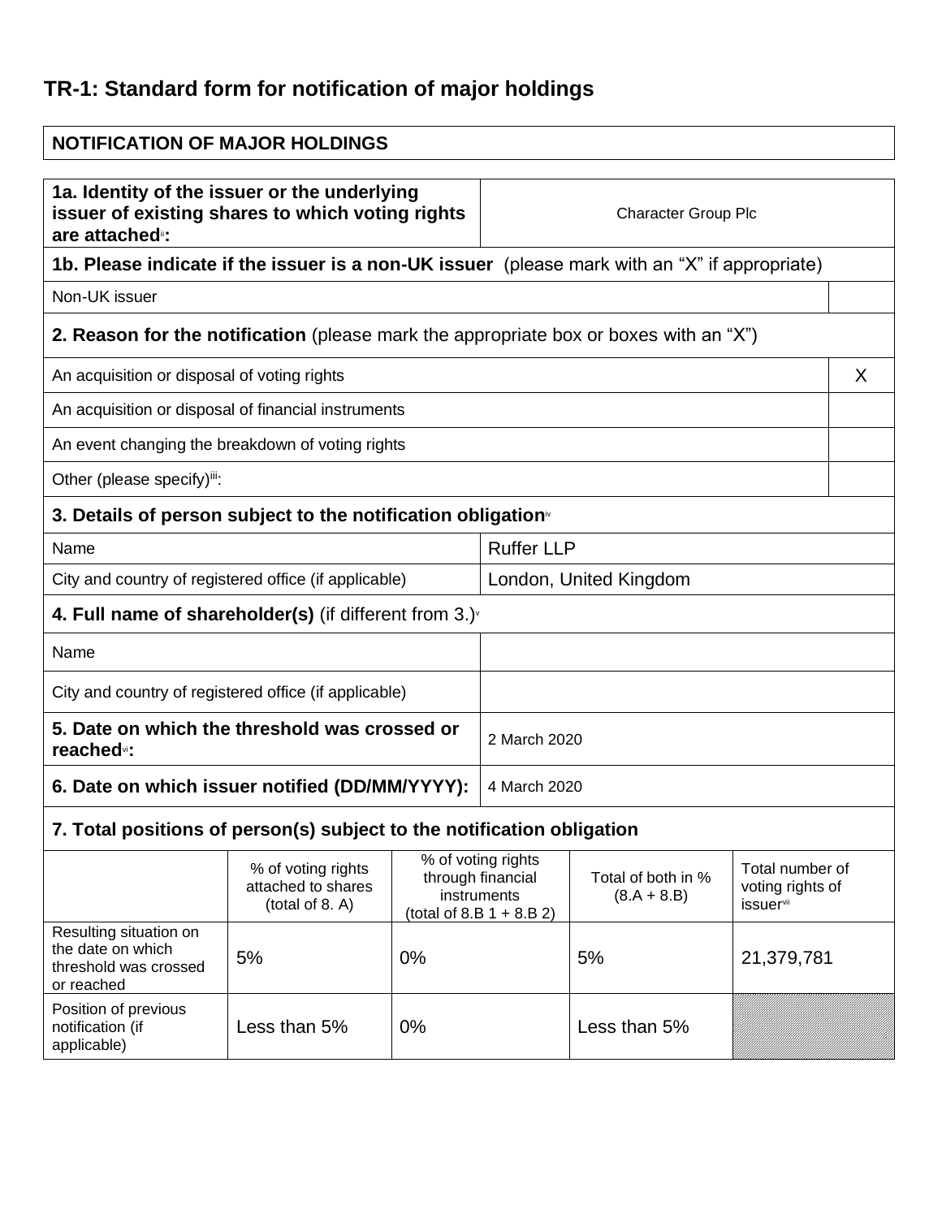# TR-1: Standard form for notification of major holdings

| NOTIFICATION OF MAJOR HOLDINGS |
|---|

| **1a. Identity of the issuer or the underlying issuer of existing shares to which voting rights are attached**[ii]**:** | Character Group Plc |
|---|---|

**1b. Please indicate if the issuer is a non-UK issuer** (please mark with an "X" if appropriate)

| Non-UK issuer | |
|---|---|

**2. Reason for the notification** (please mark the appropriate box or boxes with an "X")

| | |
|---|---|
| An acquisition or disposal of voting rights | X |
| An acquisition or disposal of financial instruments | |
| An event changing the breakdown of voting rights | |
| Other (please specify)[iii]: | |

**3. Details of person subject to the notification obligation**[iv]

| | |
|---|---|
| Name | Ruffer LLP |
| City and country of registered office (if applicable) | London, United Kingdom |

**4. Full name of shareholder(s)** (if different from 3.)[v]

| | |
|---|---|
| Name | |
| City and country of registered office (if applicable) | |

| | |
|---|---|
| **5. Date on which the threshold was crossed or reached**[vi]**:** | 2 March 2020 |
| **6. Date on which issuer notified (DD/MM/YYYY):** | 4 March 2020 |

**7. Total positions of person(s) subject to the notification obligation**

| | % of voting rights attached to shares (total of 8. A) | % of voting rights through financial instruments (total of 8.B 1 + 8.B 2) | Total of both in % (8.A + 8.B) | Total number of voting rights of issuer[vii] |
|---|---|---|---|---|
| Resulting situation on the date on which threshold was crossed or reached | 5% | 0% | 5% | 21,379,781 |
| Position of previous notification (if applicable) | Less than 5% | 0% | Less than 5% | |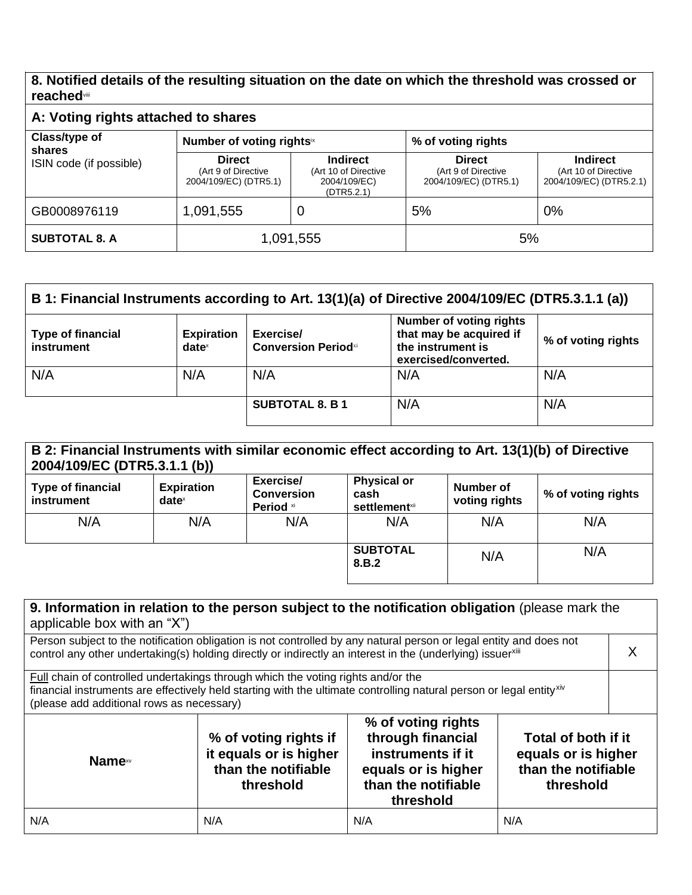## 8. Notified details of the resulting situation on the date on which the threshold was crossed or reached[viii]

### A: Voting rights attached to shares

| Class/type of shares ISIN code (if possible) | Number of voting rights[ix] | | % of voting rights | |
|---|---|---|---|---|
| | Direct (Art 9 of Directive 2004/109/EC) (DTR5.1) | Indirect (Art 10 of Directive 2004/109/EC) (DTR5.2.1) | Direct (Art 9 of Directive 2004/109/EC) (DTR5.1) | Indirect (Art 10 of Directive 2004/109/EC) (DTR5.2.1) |
| GB0008976119 | 1,091,555 | 0 | 5% | 0% |
| **SUBTOTAL 8. A** | 1,091,555 | | 5% | |

### B 1: Financial Instruments according to Art. 13(1)(a) of Directive 2004/109/EC (DTR5.3.1.1 (a))

| Type of financial instrument | Expiration date[x] | Exercise/ Conversion Period[xi] | Number of voting rights that may be acquired if the instrument is exercised/converted. | % of voting rights |
|---|---|---|---|---|
| N/A | N/A | N/A | N/A | N/A |
| | | **SUBTOTAL 8. B 1** | N/A | N/A |

### B 2: Financial Instruments with similar economic effect according to Art. 13(1)(b) of Directive 2004/109/EC (DTR5.3.1.1 (b))

| Type of financial instrument | Expiration date[x] | Exercise/ Conversion Period [xi] | Physical or cash settlement[xii] | Number of voting rights | % of voting rights |
|---|---|---|---|---|---|
| N/A | N/A | N/A | N/A | N/A | N/A |
| | | | **SUBTOTAL 8.B.2** | N/A | N/A |

## 9. Information in relation to the person subject to the notification obligation (please mark the applicable box with an "X")

| | |
|---|---|
| Person subject to the notification obligation is not controlled by any natural person or legal entity and does not control any other undertaking(s) holding directly or indirectly an interest in the (underlying) issuer[xiii] | X |
| Full chain of controlled undertakings through which the voting rights and/or the financial instruments are effectively held starting with the ultimate controlling natural person or legal entity[xiv] (please add additional rows as necessary) | |

| Name[xv] | % of voting rights if it equals or is higher than the notifiable threshold | % of voting rights through financial instruments if it equals or is higher than the notifiable threshold | Total of both if it equals or is higher than the notifiable threshold |
|---|---|---|---|
| N/A | N/A | N/A | N/A |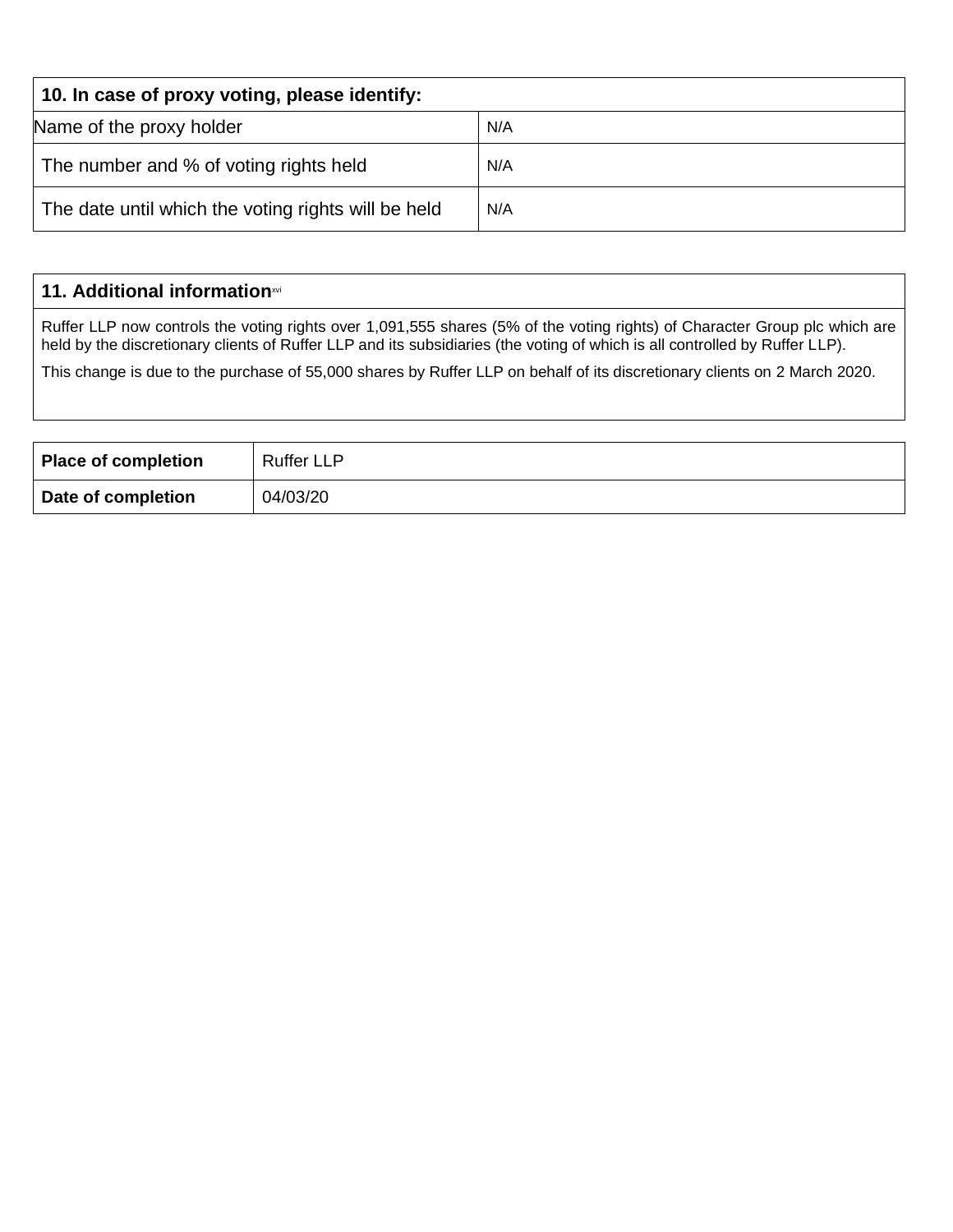| 10. In case of proxy voting, please identify: | |
|---|---|
| Name of the proxy holder | N/A |
| The number and % of voting rights held | N/A |
| The date until which the voting rights will be held | N/A |

| 11. Additional information[xvi] |
|---|
| Ruffer LLP now controls the voting rights over 1,091,555 shares (5% of the voting rights) of Character Group plc which are held by the discretionary clients of Ruffer LLP and its subsidiaries (the voting of which is all controlled by Ruffer LLP).<br><br>This change is due to the purchase of 55,000 shares by Ruffer LLP on behalf of its discretionary clients on 2 March 2020. |

| | |
|---|---|
| **Place of completion** | Ruffer LLP |
| **Date of completion** | 04/03/20 |